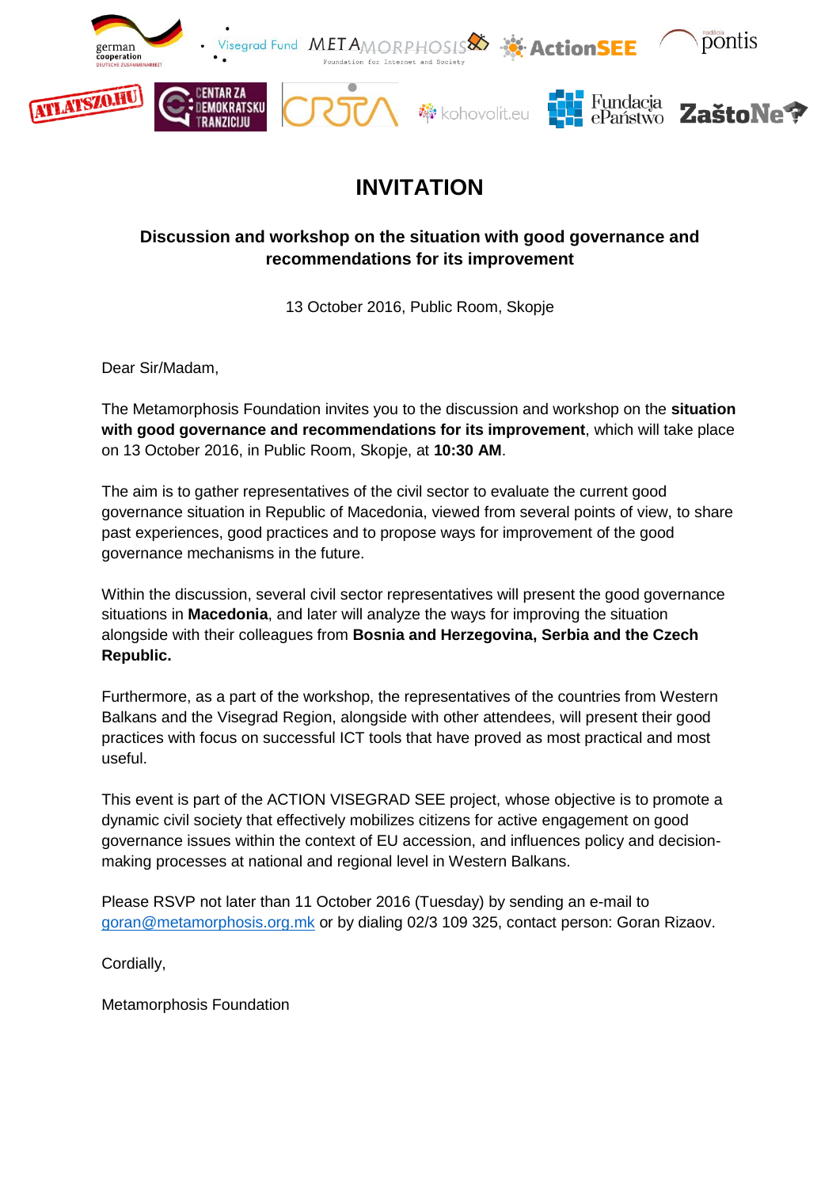# INVITATION

**Discussion and workshop on the situation with good governance and recommendations for its improvement**

13 October 2016, Public Room, Skopje

Dear Sir/Madam,

The Metamorphosis Foundation invites you to the discussion and workshop on the **situation with good governance and recommendations for its improvement**, which will take place on 13 October 2016, in Public Room, Skopje, at **10:30 AM**.

The aim is to gather representatives of the civil sector to evaluate the current good governance situation in Republic of Macedonia, viewed from several points of view, to share past experiences, good practices and to propose ways for improvement of the good governance mechanisms in the future.

Within the discussion, several civil sector representatives will present the good governance situations in **Macedonia**, and later will analyze the ways for improving the situation alongside with their colleagues from **Bosnia and Herzegovina, Serbia and the Czech Republic.**

Furthermore, as a part of the workshop, the representatives of the countries from Western Balkans and the Visegrad Region, alongside with other attendees, will present their good practices with focus on successful ICT tools that have proved as most practical and most useful.

This event is part of the ACTION VISEGRAD SEE project, whose objective is to promote a dynamic civil society that effectively mobilizes citizens for active engagement on good governance issues within the context of EU accession, and influences policy and decision-making processes at national and regional level in Western Balkans.

Please RSVP not later than 11 October 2016 (Tuesday) by sending an e-mail to goran@metamorphosis.org.mk or by dialing 02/3 109 325, contact person: Goran Rizaov.

Cordially,

Metamorphosis Foundation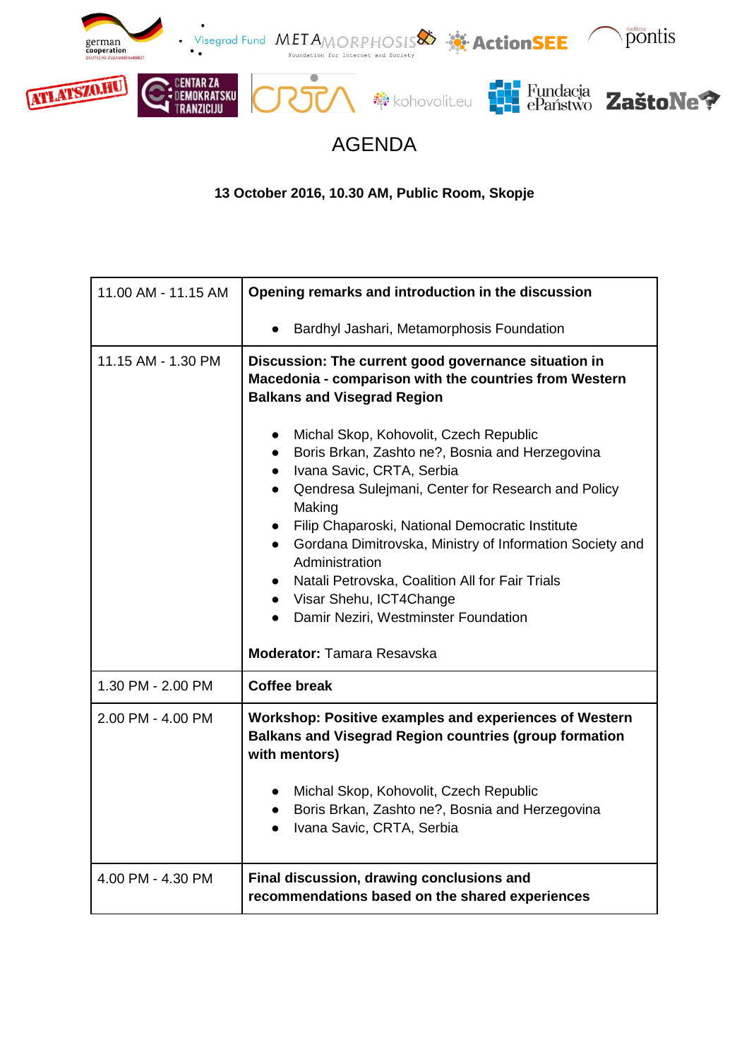# AGENDA

**13 October 2016, 10.30 AM, Public Room, Skopje**

| | |
|---|---|
| 11.00 AM - 11.15 AM | **Opening remarks and introduction in the discussion**<br><br>• Bardhyl Jashari, Metamorphosis Foundation |
| 11.15 AM - 1.30 PM | **Discussion: The current good governance situation in Macedonia - comparison with the countries from Western Balkans and Visegrad Region**<br><br>• Michal Skop, Kohovolit, Czech Republic<br>• Boris Brkan, Zashto ne?, Bosnia and Herzegovina<br>• Ivana Savic, CRTA, Serbia<br>• Qendresa Sulejmani, Center for Research and Policy Making<br>• Filip Chaparoski, National Democratic Institute<br>• Gordana Dimitrovska, Ministry of Information Society and Administration<br>• Natali Petrovska, Coalition All for Fair Trials<br>• Visar Shehu, ICT4Change<br>• Damir Neziri, Westminster Foundation<br><br>**Moderator:** Tamara Resavska |
| 1.30 PM - 2.00 PM | **Coffee break** |
| 2.00 PM - 4.00 PM | **Workshop: Positive examples and experiences of Western Balkans and Visegrad Region countries (group formation with mentors)**<br><br>• Michal Skop, Kohovolit, Czech Republic<br>• Boris Brkan, Zashto ne?, Bosnia and Herzegovina<br>• Ivana Savic, CRTA, Serbia |
| 4.00 PM - 4.30 PM | **Final discussion, drawing conclusions and recommendations based on the shared experiences** |